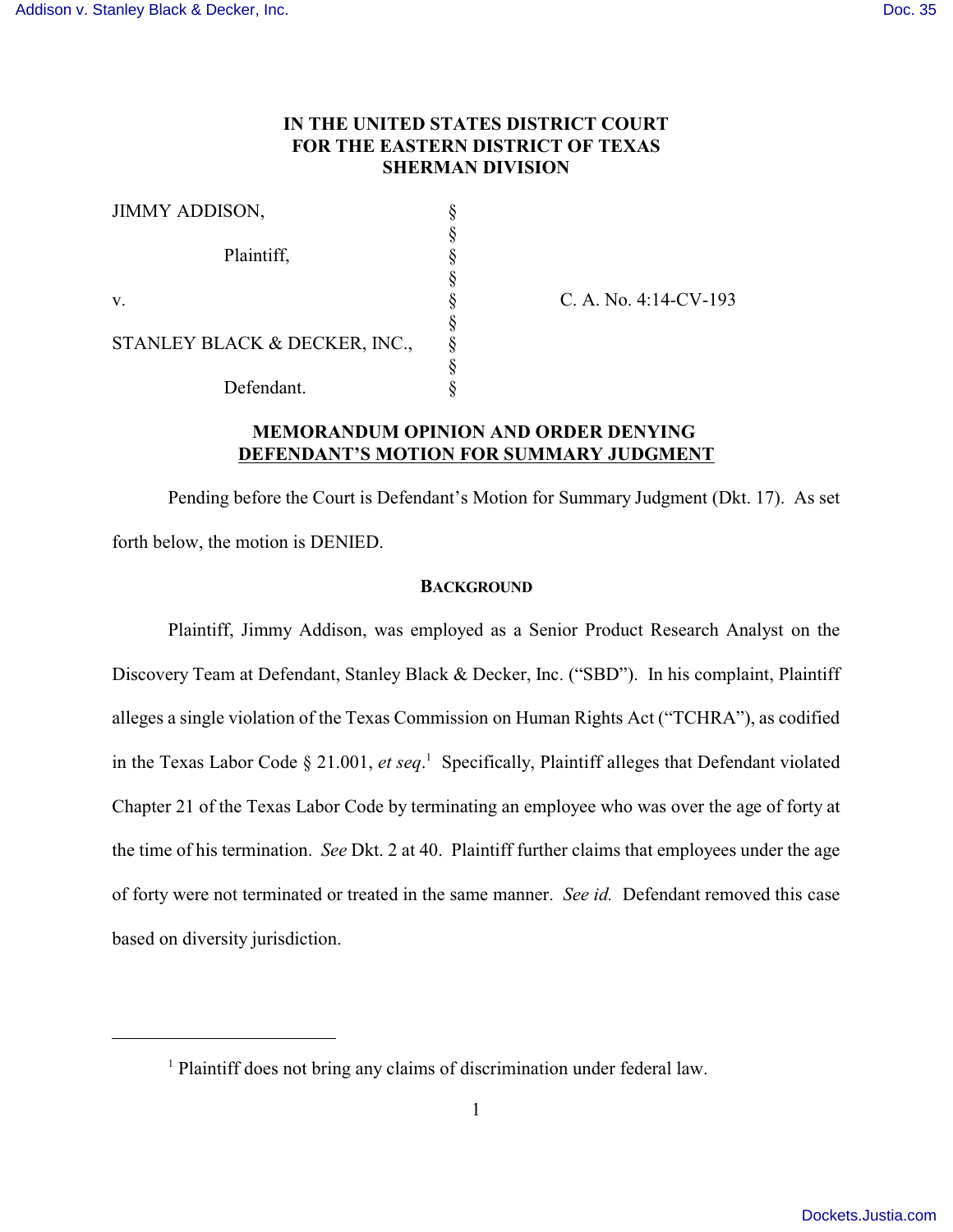**IN THE UNITED STATES DISTRICT COURT**
**FOR THE EASTERN DISTRICT OF TEXAS**
**SHERMAN DIVISION**

| | | |
|---|---|---|
| JIMMY ADDISON, | § | |
| | § | |
| Plaintiff, | § | |
| | § | |
| v. | § | C. A. No. 4:14-CV-193 |
| | § | |
| STANLEY BLACK & DECKER, INC., | § | |
| | § | |
| Defendant. | § | |

**MEMORANDUM OPINION AND ORDER DENYING DEFENDANT'S MOTION FOR SUMMARY JUDGMENT**

Pending before the Court is Defendant's Motion for Summary Judgment (Dkt. 17). As set forth below, the motion is DENIED.

**BACKGROUND**

Plaintiff, Jimmy Addison, was employed as a Senior Product Research Analyst on the Discovery Team at Defendant, Stanley Black & Decker, Inc. ("SBD"). In his complaint, Plaintiff alleges a single violation of the Texas Commission on Human Rights Act ("TCHRA"), as codified in the Texas Labor Code § 21.001, *et seq*.[1] Specifically, Plaintiff alleges that Defendant violated Chapter 21 of the Texas Labor Code by terminating an employee who was over the age of forty at the time of his termination. *See* Dkt. 2 at 40. Plaintiff further claims that employees under the age of forty were not terminated or treated in the same manner. *See id.* Defendant removed this case based on diversity jurisdiction.

[1] Plaintiff does not bring any claims of discrimination under federal law.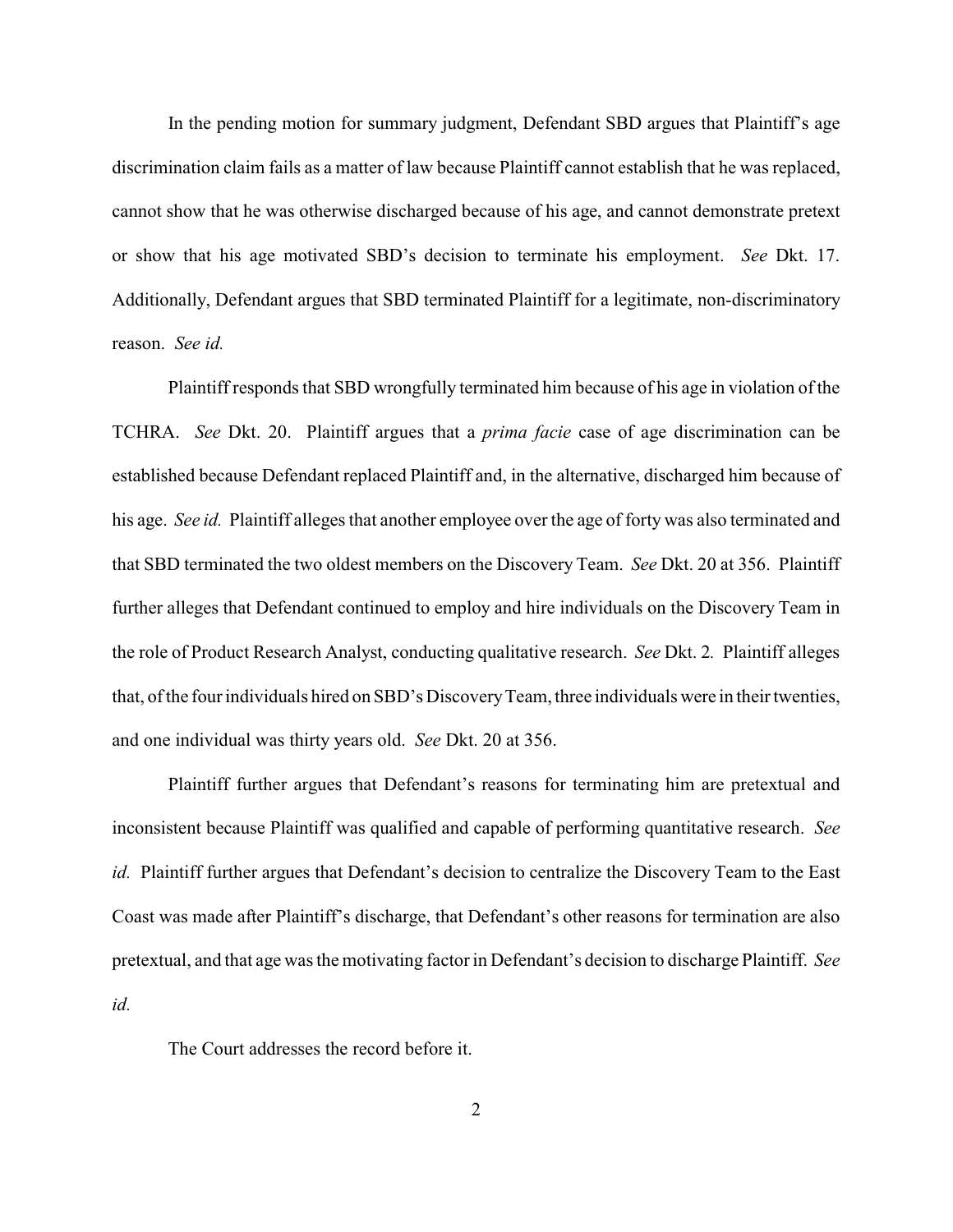In the pending motion for summary judgment, Defendant SBD argues that Plaintiff's age discrimination claim fails as a matter of law because Plaintiff cannot establish that he was replaced, cannot show that he was otherwise discharged because of his age, and cannot demonstrate pretext or show that his age motivated SBD's decision to terminate his employment. *See* Dkt. 17. Additionally, Defendant argues that SBD terminated Plaintiff for a legitimate, non-discriminatory reason. *See id.*

Plaintiff responds that SBD wrongfully terminated him because of his age in violation of the TCHRA. *See* Dkt. 20. Plaintiff argues that a *prima facie* case of age discrimination can be established because Defendant replaced Plaintiff and, in the alternative, discharged him because of his age. *See id.* Plaintiff alleges that another employee over the age of forty was also terminated and that SBD terminated the two oldest members on the Discovery Team. *See* Dkt. 20 at 356. Plaintiff further alleges that Defendant continued to employ and hire individuals on the Discovery Team in the role of Product Research Analyst, conducting qualitative research. *See* Dkt. 2. Plaintiff alleges that, of the four individuals hired on SBD's Discovery Team, three individuals were in their twenties, and one individual was thirty years old. *See* Dkt. 20 at 356.

Plaintiff further argues that Defendant's reasons for terminating him are pretextual and inconsistent because Plaintiff was qualified and capable of performing quantitative research. *See id.* Plaintiff further argues that Defendant's decision to centralize the Discovery Team to the East Coast was made after Plaintiff's discharge, that Defendant's other reasons for termination are also pretextual, and that age was the motivating factor in Defendant's decision to discharge Plaintiff. *See id.*

The Court addresses the record before it.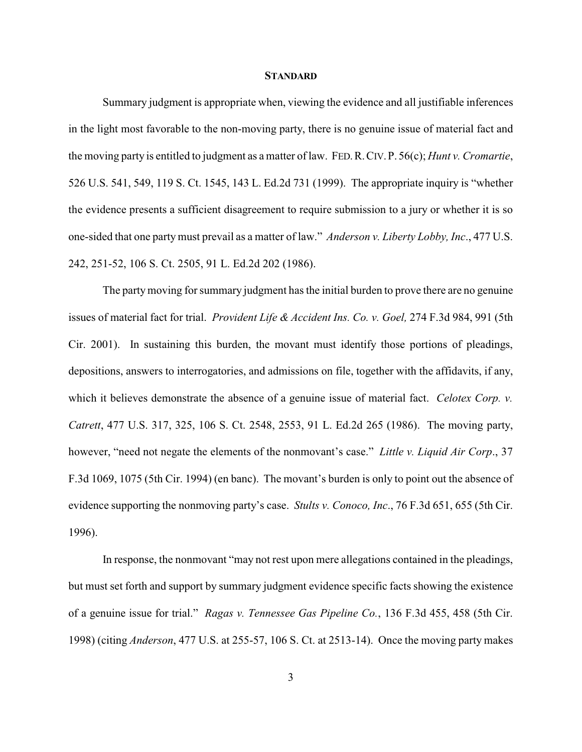## **STANDARD**

Summary judgment is appropriate when, viewing the evidence and all justifiable inferences in the light most favorable to the non-moving party, there is no genuine issue of material fact and the moving party is entitled to judgment as a matter of law. FED. R. CIV. P. 56(c); *Hunt v. Cromartie*, 526 U.S. 541, 549, 119 S. Ct. 1545, 143 L. Ed.2d 731 (1999). The appropriate inquiry is "whether the evidence presents a sufficient disagreement to require submission to a jury or whether it is so one-sided that one party must prevail as a matter of law." *Anderson v. Liberty Lobby, Inc*., 477 U.S. 242, 251-52, 106 S. Ct. 2505, 91 L. Ed.2d 202 (1986).

The party moving for summary judgment has the initial burden to prove there are no genuine issues of material fact for trial. *Provident Life & Accident Ins. Co. v. Goel,* 274 F.3d 984, 991 (5th Cir. 2001). In sustaining this burden, the movant must identify those portions of pleadings, depositions, answers to interrogatories, and admissions on file, together with the affidavits, if any, which it believes demonstrate the absence of a genuine issue of material fact. *Celotex Corp. v. Catrett*, 477 U.S. 317, 325, 106 S. Ct. 2548, 2553, 91 L. Ed.2d 265 (1986). The moving party, however, "need not negate the elements of the nonmovant's case." *Little v. Liquid Air Corp*., 37 F.3d 1069, 1075 (5th Cir. 1994) (en banc). The movant's burden is only to point out the absence of evidence supporting the nonmoving party's case. *Stults v. Conoco, Inc*., 76 F.3d 651, 655 (5th Cir. 1996).

In response, the nonmovant "may not rest upon mere allegations contained in the pleadings, but must set forth and support by summary judgment evidence specific facts showing the existence of a genuine issue for trial." *Ragas v. Tennessee Gas Pipeline Co.*, 136 F.3d 455, 458 (5th Cir. 1998) (citing *Anderson*, 477 U.S. at 255-57, 106 S. Ct. at 2513-14). Once the moving party makes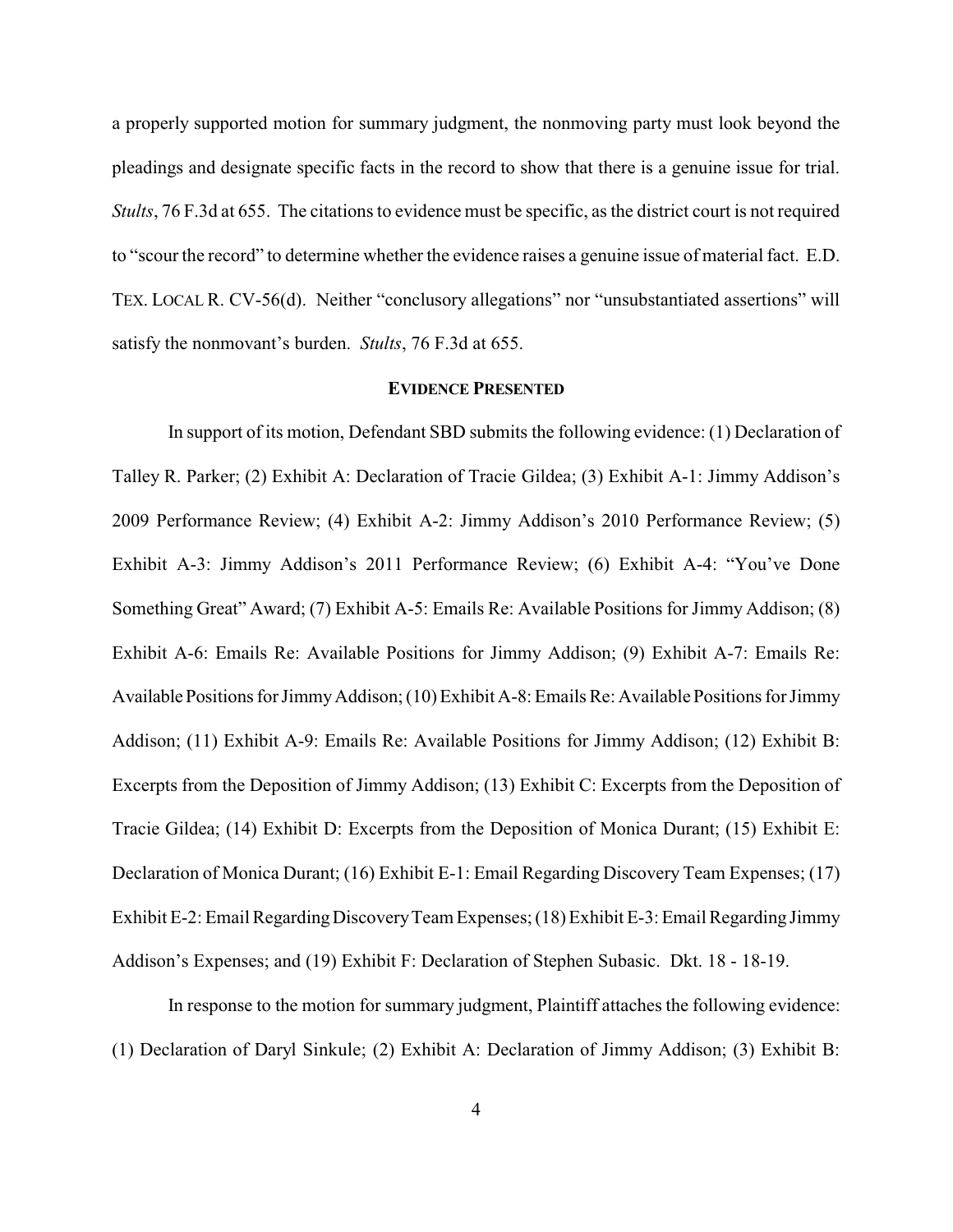a properly supported motion for summary judgment, the nonmoving party must look beyond the pleadings and designate specific facts in the record to show that there is a genuine issue for trial. *Stults*, 76 F.3d at 655. The citations to evidence must be specific, as the district court is not required to "scour the record" to determine whether the evidence raises a genuine issue of material fact. E.D. TEX. LOCAL R. CV-56(d). Neither "conclusory allegations" nor "unsubstantiated assertions" will satisfy the nonmovant's burden. *Stults*, 76 F.3d at 655.

**EVIDENCE PRESENTED**

In support of its motion, Defendant SBD submits the following evidence: (1) Declaration of Talley R. Parker; (2) Exhibit A: Declaration of Tracie Gildea; (3) Exhibit A-1: Jimmy Addison's 2009 Performance Review; (4) Exhibit A-2: Jimmy Addison's 2010 Performance Review; (5) Exhibit A-3: Jimmy Addison's 2011 Performance Review; (6) Exhibit A-4: "You've Done Something Great" Award; (7) Exhibit A-5: Emails Re: Available Positions for Jimmy Addison; (8) Exhibit A-6: Emails Re: Available Positions for Jimmy Addison; (9) Exhibit A-7: Emails Re: Available Positions for Jimmy Addison; (10) Exhibit A-8: Emails Re: Available Positions for Jimmy Addison; (11) Exhibit A-9: Emails Re: Available Positions for Jimmy Addison; (12) Exhibit B: Excerpts from the Deposition of Jimmy Addison; (13) Exhibit C: Excerpts from the Deposition of Tracie Gildea; (14) Exhibit D: Excerpts from the Deposition of Monica Durant; (15) Exhibit E: Declaration of Monica Durant; (16) Exhibit E-1: Email Regarding Discovery Team Expenses; (17) Exhibit E-2: Email Regarding Discovery Team Expenses; (18) Exhibit E-3: Email Regarding Jimmy Addison's Expenses; and (19) Exhibit F: Declaration of Stephen Subasic. Dkt. 18 - 18-19.

In response to the motion for summary judgment, Plaintiff attaches the following evidence: (1) Declaration of Daryl Sinkule; (2) Exhibit A: Declaration of Jimmy Addison; (3) Exhibit B: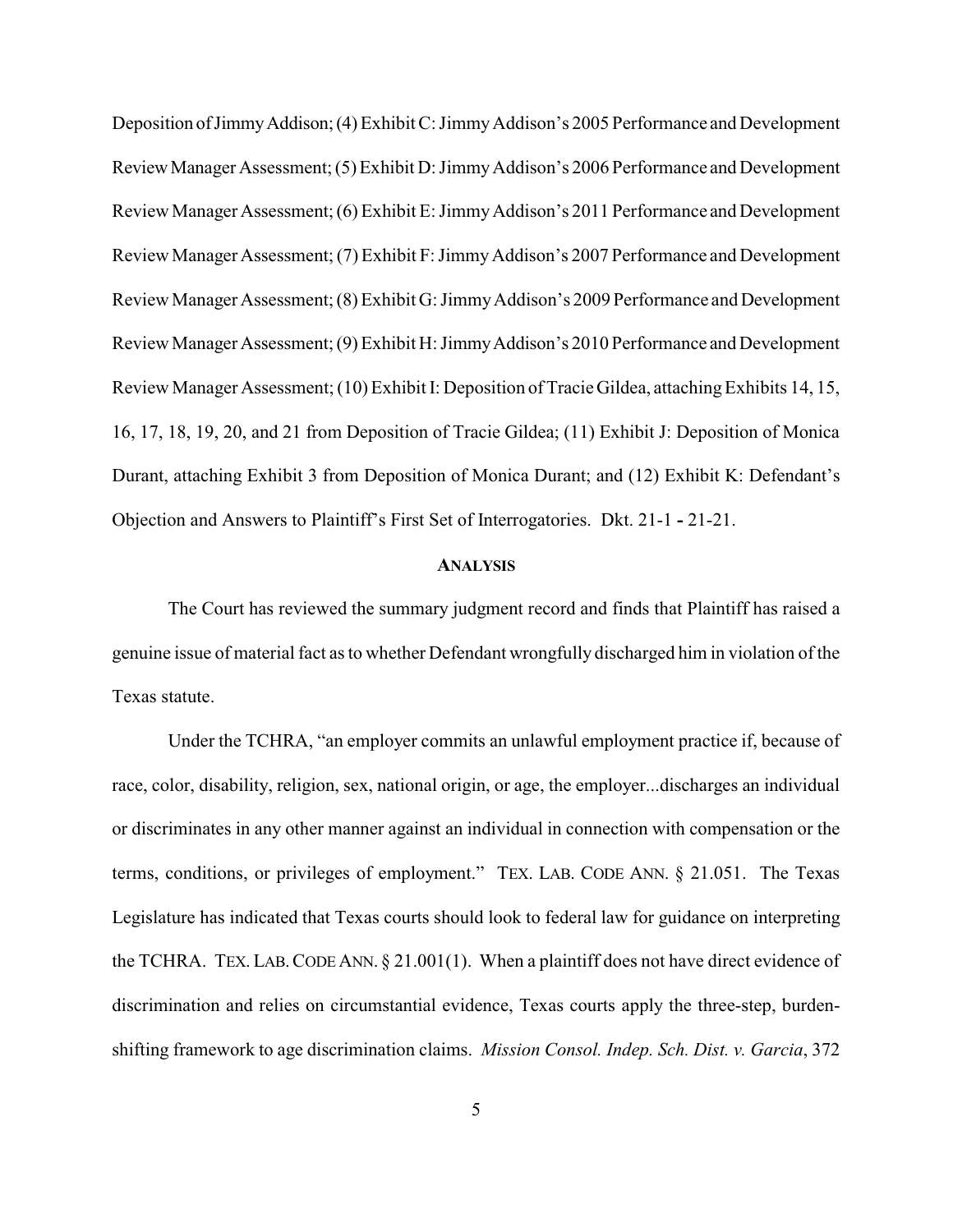Deposition of Jimmy Addison; (4) Exhibit C: Jimmy Addison's 2005 Performance and Development Review Manager Assessment; (5) Exhibit D: Jimmy Addison's 2006 Performance and Development Review Manager Assessment; (6) Exhibit E: Jimmy Addison's 2011 Performance and Development Review Manager Assessment; (7) Exhibit F: Jimmy Addison's 2007 Performance and Development Review Manager Assessment; (8) Exhibit G: Jimmy Addison's 2009 Performance and Development Review Manager Assessment; (9) Exhibit H: Jimmy Addison's 2010 Performance and Development Review Manager Assessment; (10) Exhibit I: Deposition of Tracie Gildea, attaching Exhibits 14, 15, 16, 17, 18, 19, 20, and 21 from Deposition of Tracie Gildea; (11) Exhibit J: Deposition of Monica Durant, attaching Exhibit 3 from Deposition of Monica Durant; and (12) Exhibit K: Defendant's Objection and Answers to Plaintiff's First Set of Interrogatories. Dkt. 21-1 - 21-21.

## ANALYSIS

The Court has reviewed the summary judgment record and finds that Plaintiff has raised a genuine issue of material fact as to whether Defendant wrongfully discharged him in violation of the Texas statute.

Under the TCHRA, "an employer commits an unlawful employment practice if, because of race, color, disability, religion, sex, national origin, or age, the employer...discharges an individual or discriminates in any other manner against an individual in connection with compensation or the terms, conditions, or privileges of employment." TEX. LAB. CODE ANN. § 21.051. The Texas Legislature has indicated that Texas courts should look to federal law for guidance on interpreting the TCHRA. TEX. LAB. CODE ANN. § 21.001(1). When a plaintiff does not have direct evidence of discrimination and relies on circumstantial evidence, Texas courts apply the three-step, burden-shifting framework to age discrimination claims. *Mission Consol. Indep. Sch. Dist. v. Garcia*, 372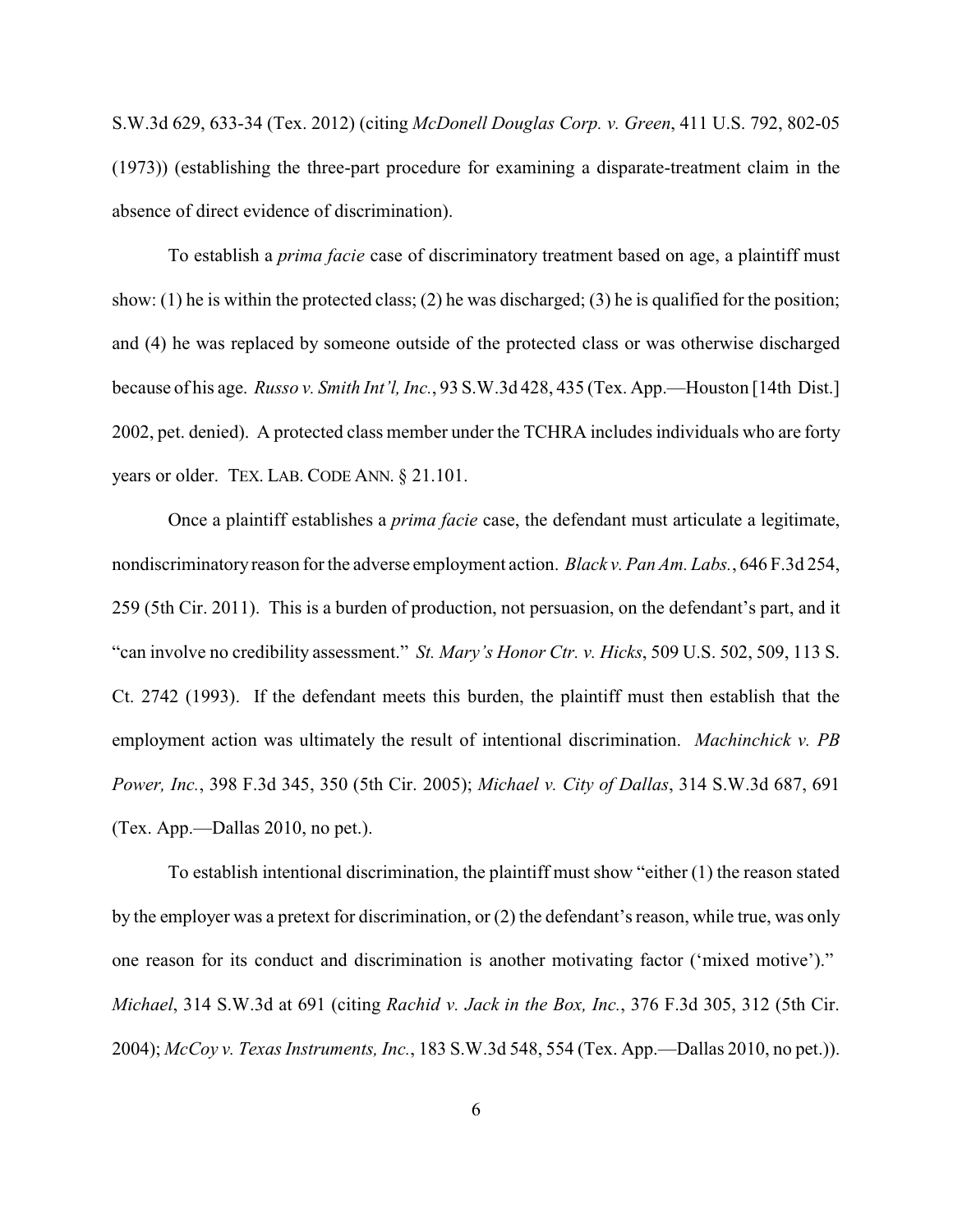S.W.3d 629, 633-34 (Tex. 2012) (citing *McDonell Douglas Corp. v. Green*, 411 U.S. 792, 802-05 (1973)) (establishing the three-part procedure for examining a disparate-treatment claim in the absence of direct evidence of discrimination).

To establish a *prima facie* case of discriminatory treatment based on age, a plaintiff must show: (1) he is within the protected class; (2) he was discharged; (3) he is qualified for the position; and (4) he was replaced by someone outside of the protected class or was otherwise discharged because of his age. *Russo v. Smith Int'l, Inc.*, 93 S.W.3d 428, 435 (Tex. App.—Houston [14th Dist.] 2002, pet. denied). A protected class member under the TCHRA includes individuals who are forty years or older. TEX. LAB. CODE ANN. § 21.101.

Once a plaintiff establishes a *prima facie* case, the defendant must articulate a legitimate, nondiscriminatory reason for the adverse employment action. *Black v. Pan Am. Labs.*, 646 F.3d 254, 259 (5th Cir. 2011). This is a burden of production, not persuasion, on the defendant's part, and it "can involve no credibility assessment." *St. Mary's Honor Ctr. v. Hicks*, 509 U.S. 502, 509, 113 S. Ct. 2742 (1993). If the defendant meets this burden, the plaintiff must then establish that the employment action was ultimately the result of intentional discrimination. *Machinchick v. PB Power, Inc.*, 398 F.3d 345, 350 (5th Cir. 2005); *Michael v. City of Dallas*, 314 S.W.3d 687, 691 (Tex. App.—Dallas 2010, no pet.).

To establish intentional discrimination, the plaintiff must show "either (1) the reason stated by the employer was a pretext for discrimination, or (2) the defendant's reason, while true, was only one reason for its conduct and discrimination is another motivating factor ('mixed motive')." *Michael*, 314 S.W.3d at 691 (citing *Rachid v. Jack in the Box, Inc.*, 376 F.3d 305, 312 (5th Cir. 2004); *McCoy v. Texas Instruments, Inc.*, 183 S.W.3d 548, 554 (Tex. App.—Dallas 2010, no pet.)).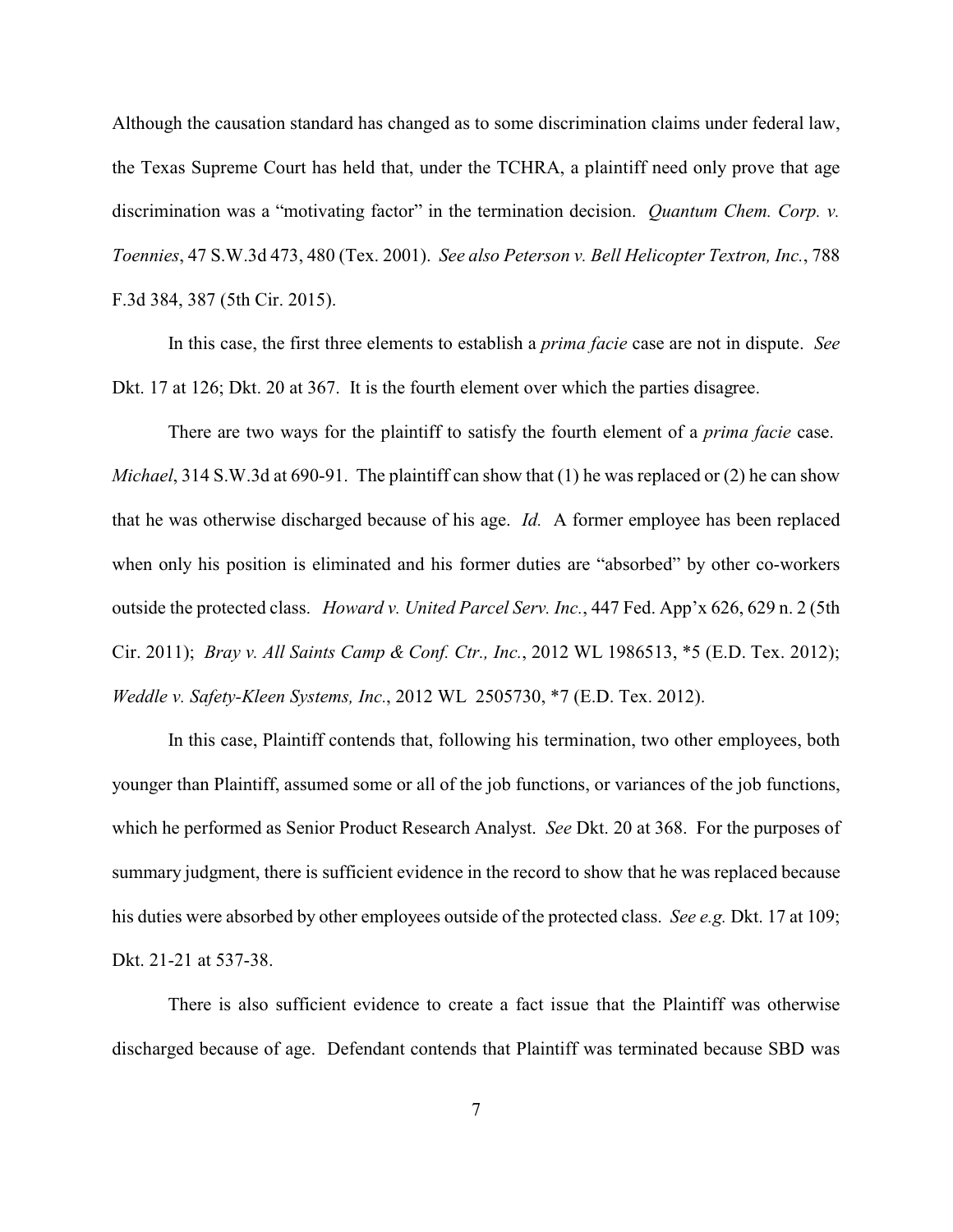Although the causation standard has changed as to some discrimination claims under federal law, the Texas Supreme Court has held that, under the TCHRA, a plaintiff need only prove that age discrimination was a "motivating factor" in the termination decision. *Quantum Chem. Corp. v. Toennies*, 47 S.W.3d 473, 480 (Tex. 2001). *See also Peterson v. Bell Helicopter Textron, Inc.*, 788 F.3d 384, 387 (5th Cir. 2015).

In this case, the first three elements to establish a *prima facie* case are not in dispute. *See* Dkt. 17 at 126; Dkt. 20 at 367. It is the fourth element over which the parties disagree.

There are two ways for the plaintiff to satisfy the fourth element of a *prima facie* case. *Michael*, 314 S.W.3d at 690-91. The plaintiff can show that (1) he was replaced or (2) he can show that he was otherwise discharged because of his age. *Id.* A former employee has been replaced when only his position is eliminated and his former duties are "absorbed" by other co-workers outside the protected class. *Howard v. United Parcel Serv. Inc.*, 447 Fed. App'x 626, 629 n. 2 (5th Cir. 2011); *Bray v. All Saints Camp & Conf. Ctr., Inc.*, 2012 WL 1986513, *5 (E.D. Tex. 2012); *Weddle v. Safety-Kleen Systems, Inc.*, 2012 WL 2505730, *7 (E.D. Tex. 2012).

In this case, Plaintiff contends that, following his termination, two other employees, both younger than Plaintiff, assumed some or all of the job functions, or variances of the job functions, which he performed as Senior Product Research Analyst. *See* Dkt. 20 at 368. For the purposes of summary judgment, there is sufficient evidence in the record to show that he was replaced because his duties were absorbed by other employees outside of the protected class. *See e.g.* Dkt. 17 at 109; Dkt. 21-21 at 537-38.

There is also sufficient evidence to create a fact issue that the Plaintiff was otherwise discharged because of age. Defendant contends that Plaintiff was terminated because SBD was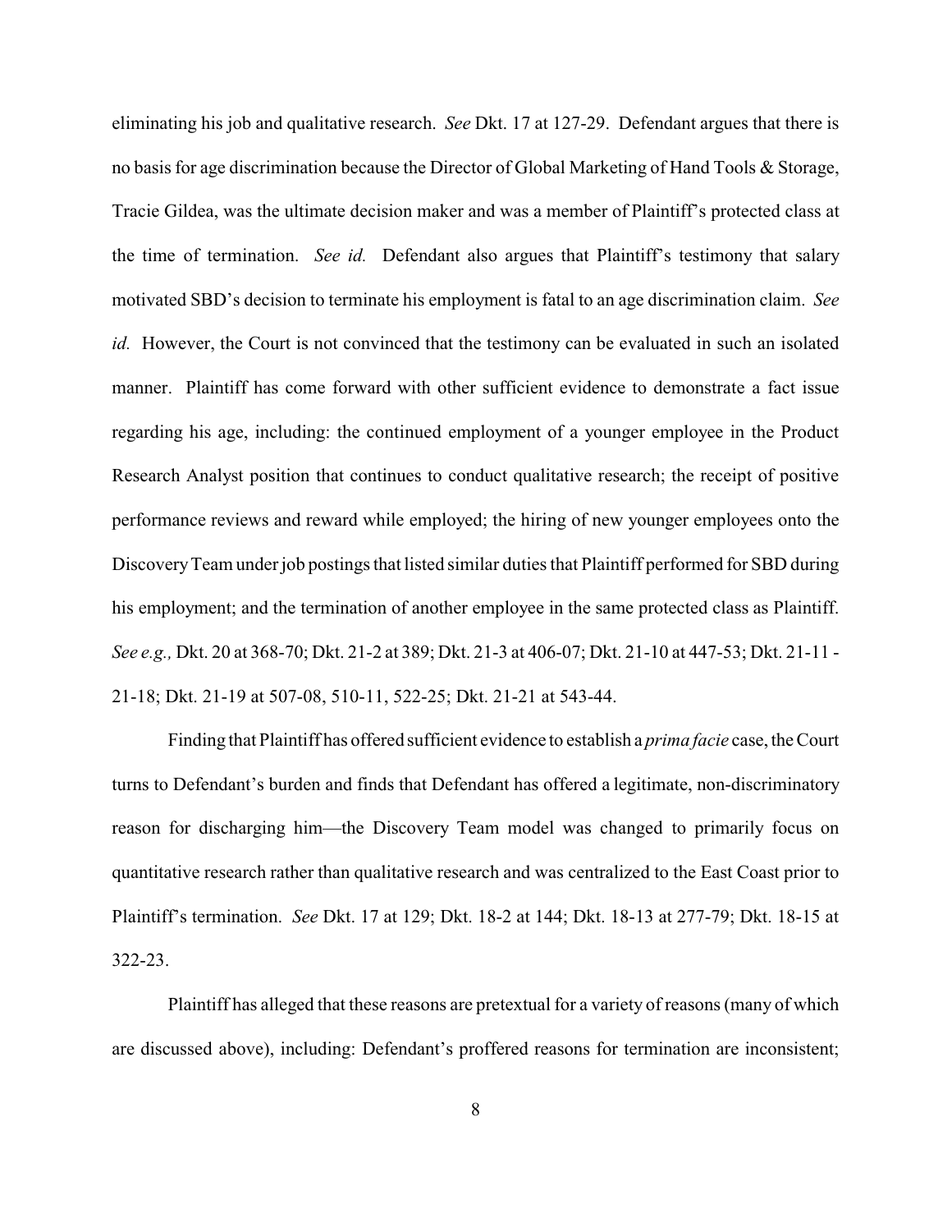eliminating his job and qualitative research. *See* Dkt. 17 at 127-29. Defendant argues that there is no basis for age discrimination because the Director of Global Marketing of Hand Tools & Storage, Tracie Gildea, was the ultimate decision maker and was a member of Plaintiff's protected class at the time of termination. *See id.* Defendant also argues that Plaintiff's testimony that salary motivated SBD's decision to terminate his employment is fatal to an age discrimination claim. *See id.* However, the Court is not convinced that the testimony can be evaluated in such an isolated manner. Plaintiff has come forward with other sufficient evidence to demonstrate a fact issue regarding his age, including: the continued employment of a younger employee in the Product Research Analyst position that continues to conduct qualitative research; the receipt of positive performance reviews and reward while employed; the hiring of new younger employees onto the Discovery Team under job postings that listed similar duties that Plaintiff performed for SBD during his employment; and the termination of another employee in the same protected class as Plaintiff. *See e.g.,* Dkt. 20 at 368-70; Dkt. 21-2 at 389; Dkt. 21-3 at 406-07; Dkt. 21-10 at 447-53; Dkt. 21-11 - 21-18; Dkt. 21-19 at 507-08, 510-11, 522-25; Dkt. 21-21 at 543-44.

Finding that Plaintiff has offered sufficient evidence to establish a *prima facie* case, the Court turns to Defendant's burden and finds that Defendant has offered a legitimate, non-discriminatory reason for discharging him—the Discovery Team model was changed to primarily focus on quantitative research rather than qualitative research and was centralized to the East Coast prior to Plaintiff's termination. *See* Dkt. 17 at 129; Dkt. 18-2 at 144; Dkt. 18-13 at 277-79; Dkt. 18-15 at 322-23.

Plaintiff has alleged that these reasons are pretextual for a variety of reasons (many of which are discussed above), including: Defendant's proffered reasons for termination are inconsistent;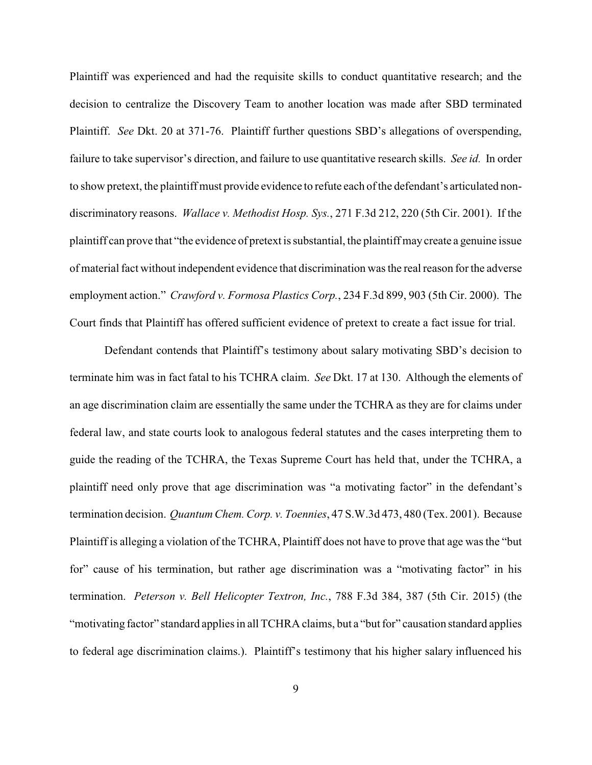Plaintiff was experienced and had the requisite skills to conduct quantitative research; and the decision to centralize the Discovery Team to another location was made after SBD terminated Plaintiff. *See* Dkt. 20 at 371-76. Plaintiff further questions SBD's allegations of overspending, failure to take supervisor's direction, and failure to use quantitative research skills. *See id.* In order to show pretext, the plaintiff must provide evidence to refute each of the defendant's articulated non-discriminatory reasons. *Wallace v. Methodist Hosp. Sys.*, 271 F.3d 212, 220 (5th Cir. 2001). If the plaintiff can prove that "the evidence of pretext is substantial, the plaintiff may create a genuine issue of material fact without independent evidence that discrimination was the real reason for the adverse employment action." *Crawford v. Formosa Plastics Corp.*, 234 F.3d 899, 903 (5th Cir. 2000). The Court finds that Plaintiff has offered sufficient evidence of pretext to create a fact issue for trial.

Defendant contends that Plaintiff's testimony about salary motivating SBD's decision to terminate him was in fact fatal to his TCHRA claim. *See* Dkt. 17 at 130. Although the elements of an age discrimination claim are essentially the same under the TCHRA as they are for claims under federal law, and state courts look to analogous federal statutes and the cases interpreting them to guide the reading of the TCHRA, the Texas Supreme Court has held that, under the TCHRA, a plaintiff need only prove that age discrimination was "a motivating factor" in the defendant's termination decision. *Quantum Chem. Corp. v. Toennies*, 47 S.W.3d 473, 480 (Tex. 2001). Because Plaintiff is alleging a violation of the TCHRA, Plaintiff does not have to prove that age was the "but for" cause of his termination, but rather age discrimination was a "motivating factor" in his termination. *Peterson v. Bell Helicopter Textron, Inc.*, 788 F.3d 384, 387 (5th Cir. 2015) (the "motivating factor" standard applies in all TCHRA claims, but a "but for" causation standard applies to federal age discrimination claims.). Plaintiff's testimony that his higher salary influenced his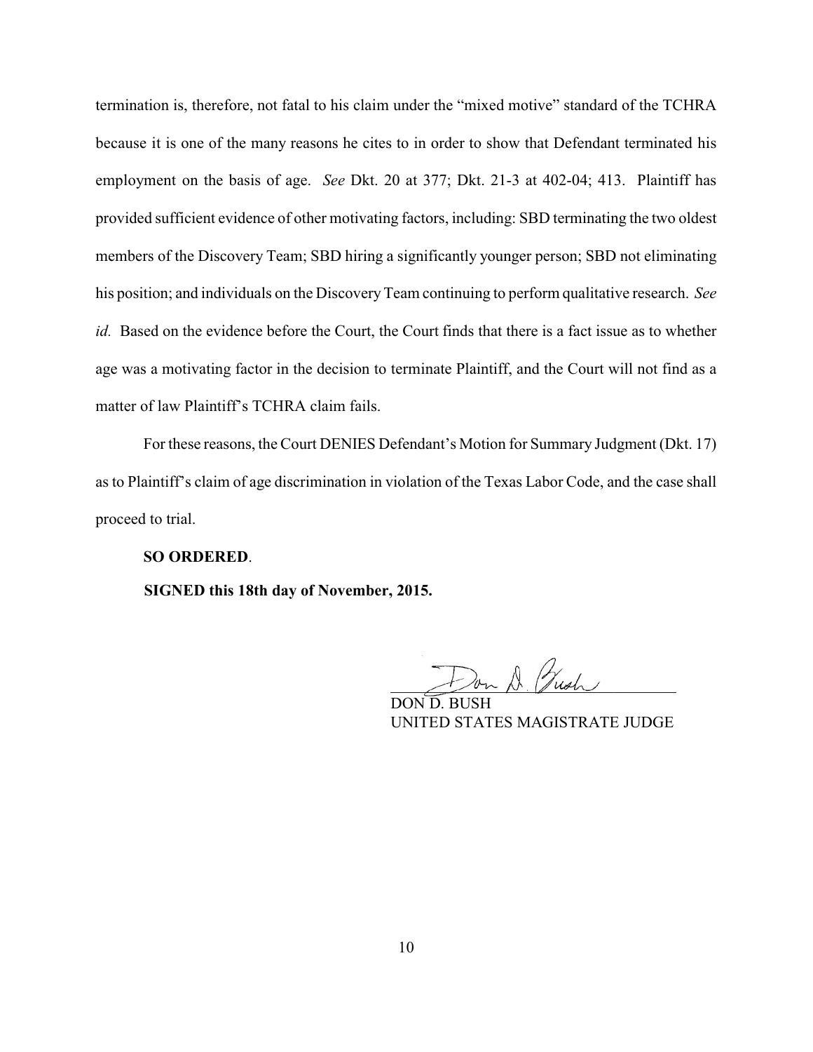termination is, therefore, not fatal to his claim under the "mixed motive" standard of the TCHRA because it is one of the many reasons he cites to in order to show that Defendant terminated his employment on the basis of age. *See* Dkt. 20 at 377; Dkt. 21-3 at 402-04; 413. Plaintiff has provided sufficient evidence of other motivating factors, including: SBD terminating the two oldest members of the Discovery Team; SBD hiring a significantly younger person; SBD not eliminating his position; and individuals on the Discovery Team continuing to perform qualitative research. *See id.* Based on the evidence before the Court, the Court finds that there is a fact issue as to whether age was a motivating factor in the decision to terminate Plaintiff, and the Court will not find as a matter of law Plaintiff's TCHRA claim fails.

For these reasons, the Court DENIES Defendant's Motion for Summary Judgment (Dkt. 17) as to Plaintiff's claim of age discrimination in violation of the Texas Labor Code, and the case shall proceed to trial.

**SO ORDERED**.

**SIGNED this 18th day of November, 2015.**

DON D. BUSH
UNITED STATES MAGISTRATE JUDGE